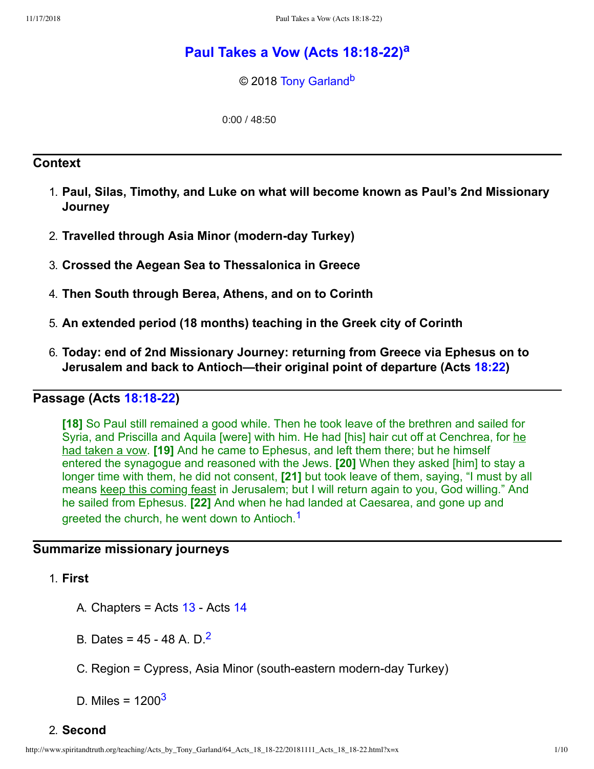# Paul Takes a Vow (Acts 18:18-22)[a]

© 2018 Tony Garland[b]

0:00 / 48:50

## Context

1. **Paul, Silas, Timothy, and Luke on what will become known as Paul's 2nd Missionary Journey**
2. **Travelled through Asia Minor (modern-day Turkey)**
3. **Crossed the Aegean Sea to Thessalonica in Greece**
4. **Then South through Berea, Athens, and on to Corinth**
5. **An extended period (18 months) teaching in the Greek city of Corinth**
6. **Today: end of 2nd Missionary Journey: returning from Greece via Ephesus on to Jerusalem and back to Antioch—their original point of departure (Acts 18:22)**

## Passage (Acts 18:18-22)

> **[18]** So Paul still remained a good while. Then he took leave of the brethren and sailed for Syria, and Priscilla and Aquila [were] with him. He had [his] hair cut off at Cenchrea, for he had taken a vow. **[19]** And he came to Ephesus, and left them there; but he himself entered the synagogue and reasoned with the Jews. **[20]** When they asked [him] to stay a longer time with them, he did not consent, **[21]** but took leave of them, saying, "I must by all means keep this coming feast in Jerusalem; but I will return again to you, God willing." And he sailed from Ephesus. **[22]** And when he had landed at Caesarea, and gone up and greeted the church, he went down to Antioch.[1]

## Summarize missionary journeys

1. **First**
   - A. Chapters = Acts 13 - Acts 14
   - B. Dates = 45 - 48 A. D.[2]
   - C. Region = Cypress, Asia Minor (south-eastern modern-day Turkey)
   - D. Miles = 1200[3]
2. **Second**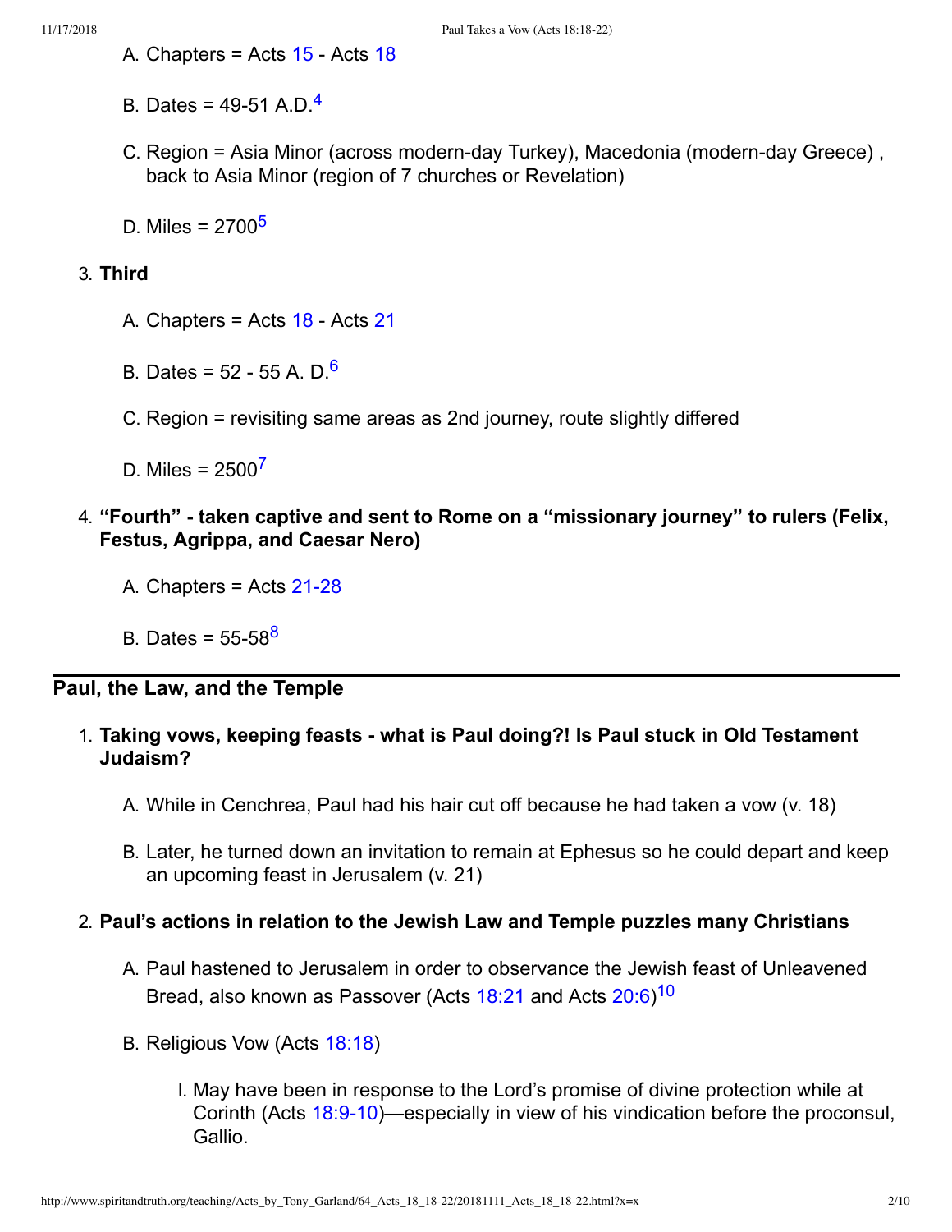A. Chapters = Acts 15 - Acts 18

B. Dates = 49-51 A.D.[4]

C. Region = Asia Minor (across modern-day Turkey), Macedonia (modern-day Greece) , back to Asia Minor (region of 7 churches or Revelation)

D. Miles = 2700[5]

3. **Third**

A. Chapters = Acts 18 - Acts 21

B. Dates = 52 - 55 A. D.[6]

C. Region = revisiting same areas as 2nd journey, route slightly differed

D. Miles = 2500[7]

4. **"Fourth" - taken captive and sent to Rome on a "missionary journey" to rulers (Felix, Festus, Agrippa, and Caesar Nero)**

A. Chapters = Acts 21-28

B. Dates = 55-58[8]

## Paul, the Law, and the Temple

1. **Taking vows, keeping feasts - what is Paul doing?! Is Paul stuck in Old Testament Judaism?**

A. While in Cenchrea, Paul had his hair cut off because he had taken a vow (v. 18)

B. Later, he turned down an invitation to remain at Ephesus so he could depart and keep an upcoming feast in Jerusalem (v. 21)

2. **Paul's actions in relation to the Jewish Law and Temple puzzles many Christians**

A. Paul hastened to Jerusalem in order to observance the Jewish feast of Unleavened Bread, also known as Passover (Acts 18:21 and Acts 20:6)[10]

B. Religious Vow (Acts 18:18)

I. May have been in response to the Lord's promise of divine protection while at Corinth (Acts 18:9-10)—especially in view of his vindication before the proconsul, Gallio.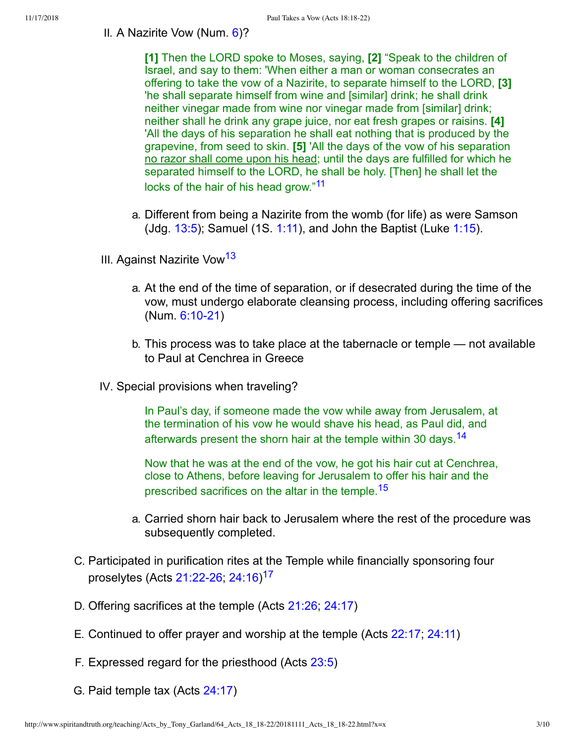II. A Nazirite Vow (Num. 6)?

> **[1]** Then the LORD spoke to Moses, saying, **[2]** “Speak to the children of Israel, and say to them: 'When either a man or woman consecrates an offering to take the vow of a Nazirite, to separate himself to the LORD, **[3]** 'he shall separate himself from wine and [similar] drink; he shall drink neither vinegar made from wine nor vinegar made from [similar] drink; neither shall he drink any grape juice, nor eat fresh grapes or raisins. **[4]** 'All the days of his separation he shall eat nothing that is produced by the grapevine, from seed to skin. **[5]** 'All the days of the vow of his separation no razor shall come upon his head; until the days are fulfilled for which he separated himself to the LORD, he shall be holy. [Then] he shall let the locks of the hair of his head grow.”[11]

a. Different from being a Nazirite from the womb (for life) as were Samson (Jdg. 13:5); Samuel (1S. 1:11), and John the Baptist (Luke 1:15).

III. Against Nazirite Vow[13]

a. At the end of the time of separation, or if desecrated during the time of the vow, must undergo elaborate cleansing process, including offering sacrifices (Num. 6:10-21)

b. This process was to take place at the tabernacle or temple — not available to Paul at Cenchrea in Greece

IV. Special provisions when traveling?

> In Paul’s day, if someone made the vow while away from Jerusalem, at the termination of his vow he would shave his head, as Paul did, and afterwards present the shorn hair at the temple within 30 days.[14]
>
> Now that he was at the end of the vow, he got his hair cut at Cenchrea, close to Athens, before leaving for Jerusalem to offer his hair and the prescribed sacrifices on the altar in the temple.[15]

a. Carried shorn hair back to Jerusalem where the rest of the procedure was subsequently completed.

C. Participated in purification rites at the Temple while financially sponsoring four proselytes (Acts 21:22-26; 24:16)[17]

D. Offering sacrifices at the temple (Acts 21:26; 24:17)

E. Continued to offer prayer and worship at the temple (Acts 22:17; 24:11)

F. Expressed regard for the priesthood (Acts 23:5)

G. Paid temple tax (Acts 24:17)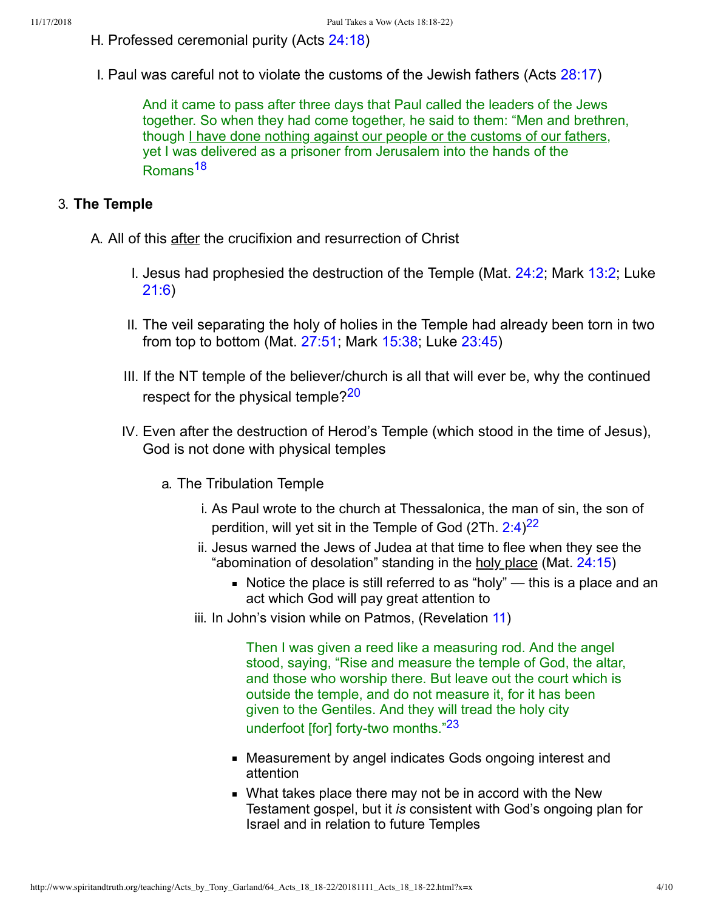H. Professed ceremonial purity (Acts 24:18)

I. Paul was careful not to violate the customs of the Jewish fathers (Acts 28:17)

> And it came to pass after three days that Paul called the leaders of the Jews together. So when they had come together, he said to them: "Men and brethren, though I have done nothing against our people or the customs of our fathers, yet I was delivered as a prisoner from Jerusalem into the hands of the Romans[18]

3. **The Temple**

   A. All of this after the crucifixion and resurrection of Christ

      I. Jesus had prophesied the destruction of the Temple (Mat. 24:2; Mark 13:2; Luke 21:6)

      II. The veil separating the holy of holies in the Temple had already been torn in two from top to bottom (Mat. 27:51; Mark 15:38; Luke 23:45)

      III. If the NT temple of the believer/church is all that will ever be, why the continued respect for the physical temple?[20]

      IV. Even after the destruction of Herod's Temple (which stood in the time of Jesus), God is not done with physical temples

         a. The Tribulation Temple

            i. As Paul wrote to the church at Thessalonica, the man of sin, the son of perdition, will yet sit in the Temple of God (2Th. 2:4)[22]

            ii. Jesus warned the Jews of Judea at that time to flee when they see the "abomination of desolation" standing in the holy place (Mat. 24:15)

               - Notice the place is still referred to as "holy" — this is a place and an act which God will pay great attention to

            iii. In John's vision while on Patmos, (Revelation 11)

               > Then I was given a reed like a measuring rod. And the angel stood, saying, "Rise and measure the temple of God, the altar, and those who worship there. But leave out the court which is outside the temple, and do not measure it, for it has been given to the Gentiles. And they will tread the holy city underfoot [for] forty-two months."[23]

               - Measurement by angel indicates Gods ongoing interest and attention
               - What takes place there may not be in accord with the New Testament gospel, but it *is* consistent with God's ongoing plan for Israel and in relation to future Temples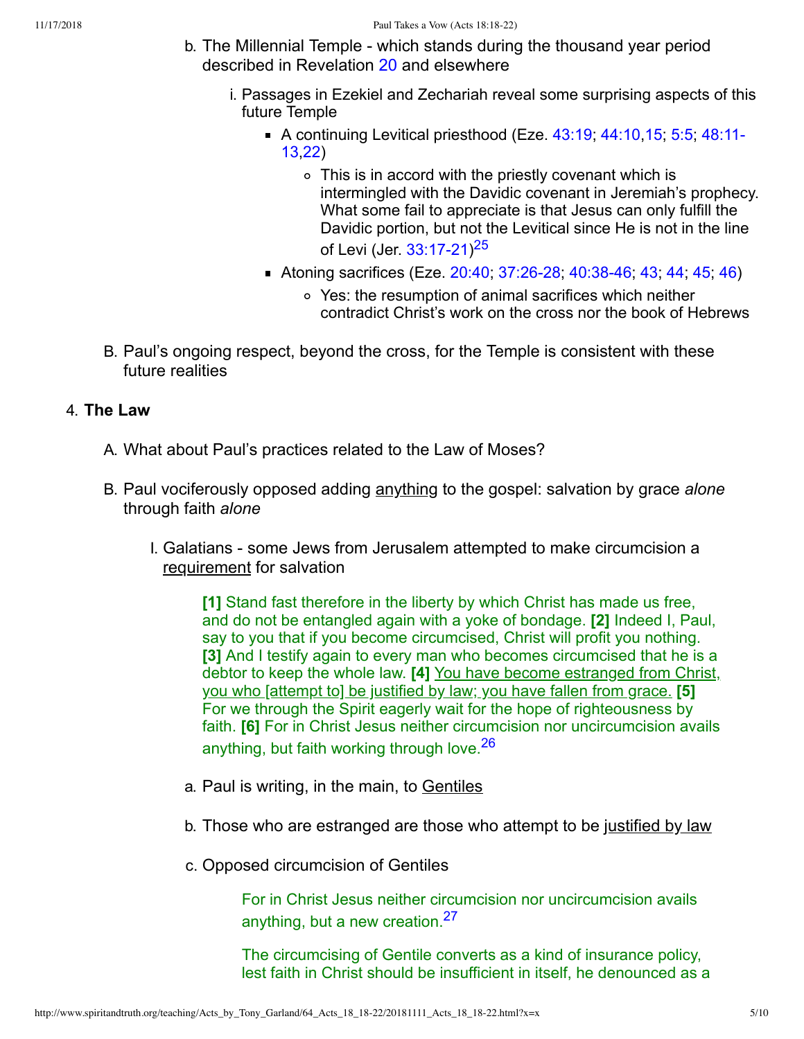b. The Millennial Temple - which stands during the thousand year period described in Revelation 20 and elsewhere

   i. Passages in Ezekiel and Zechariah reveal some surprising aspects of this future Temple

      - A continuing Levitical priesthood (Eze. 43:19; 44:10,15; 5:5; 48:11-13,22)
         - This is in accord with the priestly covenant which is intermingled with the Davidic covenant in Jeremiah's prophecy. What some fail to appreciate is that Jesus can only fulfill the Davidic portion, but not the Levitical since He is not in the line of Levi (Jer. 33:17-21)[25]
      - Atoning sacrifices (Eze. 20:40; 37:26-28; 40:38-46; 43; 44; 45; 46)
         - Yes: the resumption of animal sacrifices which neither contradict Christ's work on the cross nor the book of Hebrews

B. Paul's ongoing respect, beyond the cross, for the Temple is consistent with these future realities

4. **The Law**

   A. What about Paul's practices related to the Law of Moses?

   B. Paul vociferously opposed adding <u>anything</u> to the gospel: salvation by grace *alone* through faith *alone*

      I. Galatians - some Jews from Jerusalem attempted to make circumcision a <u>requirement</u> for salvation

> **[1]** Stand fast therefore in the liberty by which Christ has made us free, and do not be entangled again with a yoke of bondage. **[2]** Indeed I, Paul, say to you that if you become circumcised, Christ will profit you nothing. **[3]** And I testify again to every man who becomes circumcised that he is a debtor to keep the whole law. **[4]** <u>You have become estranged from Christ, you who [attempt to] be justified by law; you have fallen from grace.</u> **[5]** For we through the Spirit eagerly wait for the hope of righteousness by faith. **[6]** For in Christ Jesus neither circumcision nor uncircumcision avails anything, but faith working through love.[26]

   a. Paul is writing, in the main, to <u>Gentiles</u>

   b. Those who are estranged are those who attempt to be <u>justified by law</u>

   c. Opposed circumcision of Gentiles

> For in Christ Jesus neither circumcision nor uncircumcision avails anything, but a new creation.[27]
>
> The circumcising of Gentile converts as a kind of insurance policy, lest faith in Christ should be insufficient in itself, he denounced as a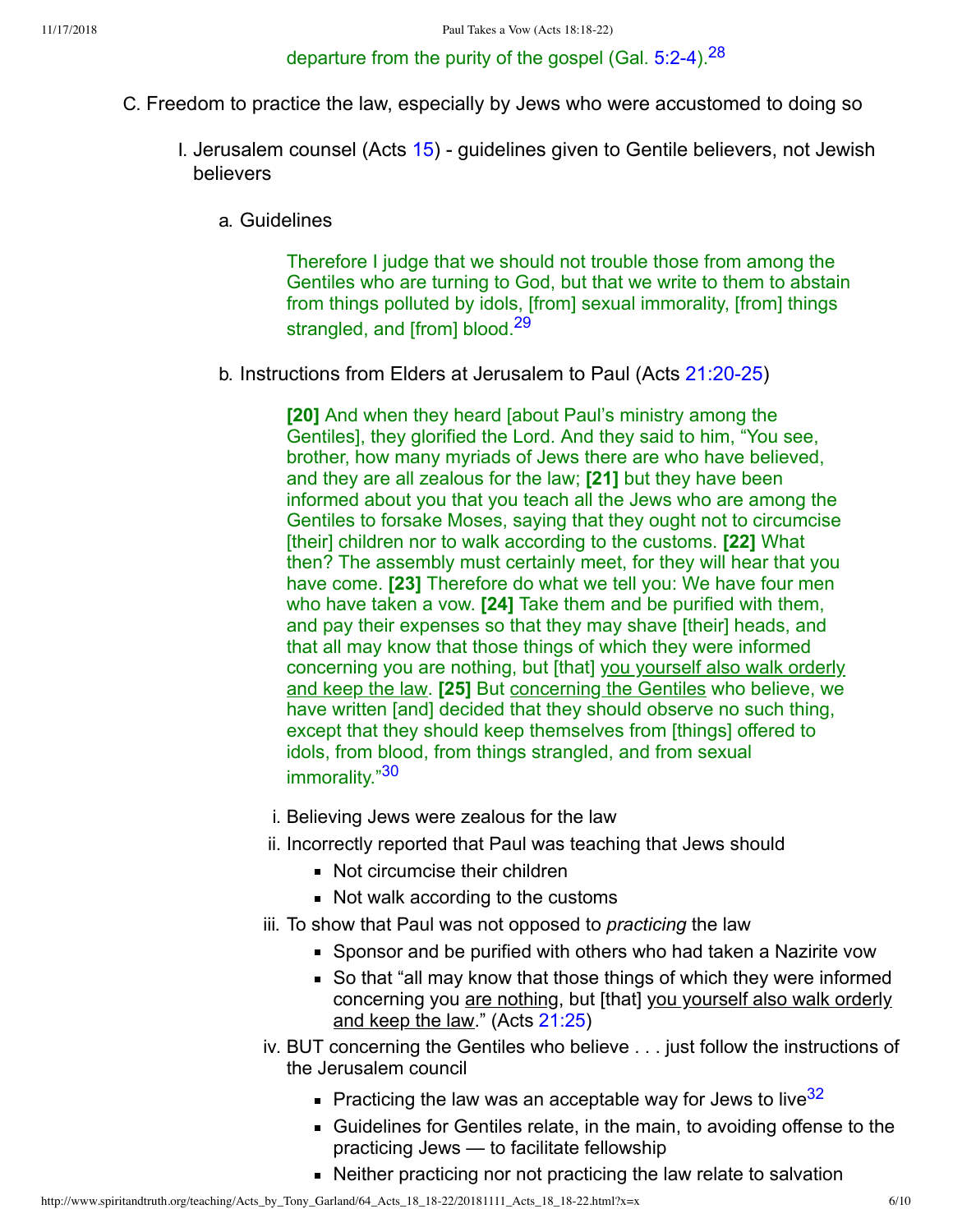departure from the purity of the gospel (Gal. 5:2-4).[28]

C. Freedom to practice the law, especially by Jews who were accustomed to doing so

I. Jerusalem counsel (Acts 15) - guidelines given to Gentile believers, not Jewish believers

a. Guidelines

> Therefore I judge that we should not trouble those from among the Gentiles who are turning to God, but that we write to them to abstain from things polluted by idols, [from] sexual immorality, [from] things strangled, and [from] blood.[29]

b. Instructions from Elders at Jerusalem to Paul (Acts 21:20-25)

> **[20]** And when they heard [about Paul's ministry among the Gentiles], they glorified the Lord. And they said to him, "You see, brother, how many myriads of Jews there are who have believed, and they are all zealous for the law; **[21]** but they have been informed about you that you teach all the Jews who are among the Gentiles to forsake Moses, saying that they ought not to circumcise [their] children nor to walk according to the customs. **[22]** What then? The assembly must certainly meet, for they will hear that you have come. **[23]** Therefore do what we tell you: We have four men who have taken a vow. **[24]** Take them and be purified with them, and pay their expenses so that they may shave [their] heads, and that all may know that those things of which they were informed concerning you are nothing, but [that] <u>you yourself also walk orderly and keep the law</u>. **[25]** But <u>concerning the Gentiles</u> who believe, we have written [and] decided that they should observe no such thing, except that they should keep themselves from [things] offered to idols, from blood, from things strangled, and from sexual immorality."[30]

i. Believing Jews were zealous for the law

ii. Incorrectly reported that Paul was teaching that Jews should
  - Not circumcise their children
  - Not walk according to the customs

iii. To show that Paul was not opposed to *practicing* the law
  - Sponsor and be purified with others who had taken a Nazirite vow
  - So that "all may know that those things of which they were informed concerning you <u>are nothing</u>, but [that] <u>you yourself also walk orderly and keep the law</u>." (Acts 21:25)

iv. BUT concerning the Gentiles who believe . . . just follow the instructions of the Jerusalem council
  - Practicing the law was an acceptable way for Jews to live[32]
  - Guidelines for Gentiles relate, in the main, to avoiding offense to the practicing Jews — to facilitate fellowship
  - Neither practicing nor not practicing the law relate to salvation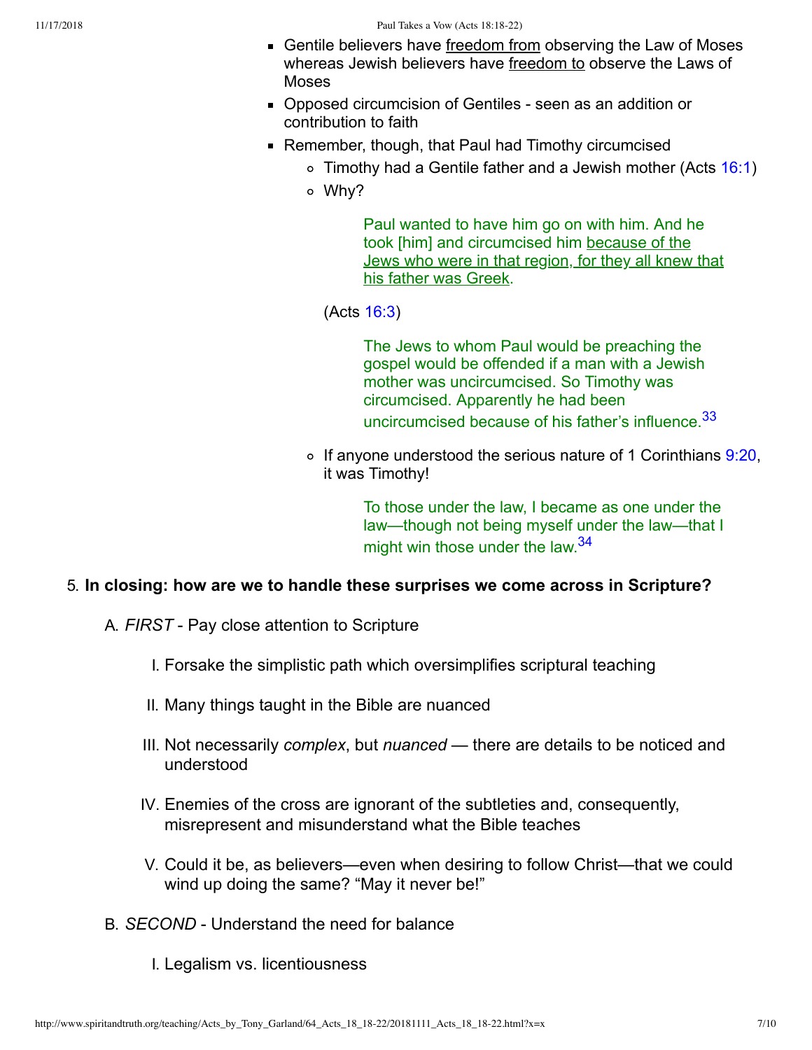- Gentile believers have freedom from observing the Law of Moses whereas Jewish believers have freedom to observe the Laws of Moses
- Opposed circumcision of Gentiles - seen as an addition or contribution to faith
- Remember, though, that Paul had Timothy circumcised
    - Timothy had a Gentile father and a Jewish mother (Acts 16:1)
    - Why?

        > Paul wanted to have him go on with him. And he took [him] and circumcised him because of the Jews who were in that region, for they all knew that his father was Greek.

        (Acts 16:3)

        > The Jews to whom Paul would be preaching the gospel would be offended if a man with a Jewish mother was uncircumcised. So Timothy was circumcised. Apparently he had been uncircumcised because of his father's influence.[33]

    - If anyone understood the serious nature of 1 Corinthians 9:20, it was Timothy!

        > To those under the law, I became as one under the law—though not being myself under the law—that I might win those under the law.[34]

5. **In closing: how are we to handle these surprises we come across in Scripture?**

    A. *FIRST* - Pay close attention to Scripture

    I. Forsake the simplistic path which oversimplifies scriptural teaching

    II. Many things taught in the Bible are nuanced

    III. Not necessarily *complex*, but *nuanced* — there are details to be noticed and understood

    IV. Enemies of the cross are ignorant of the subtleties and, consequently, misrepresent and misunderstand what the Bible teaches

    V. Could it be, as believers—even when desiring to follow Christ—that we could wind up doing the same? "May it never be!"

    B. *SECOND* - Understand the need for balance

    I. Legalism vs. licentiousness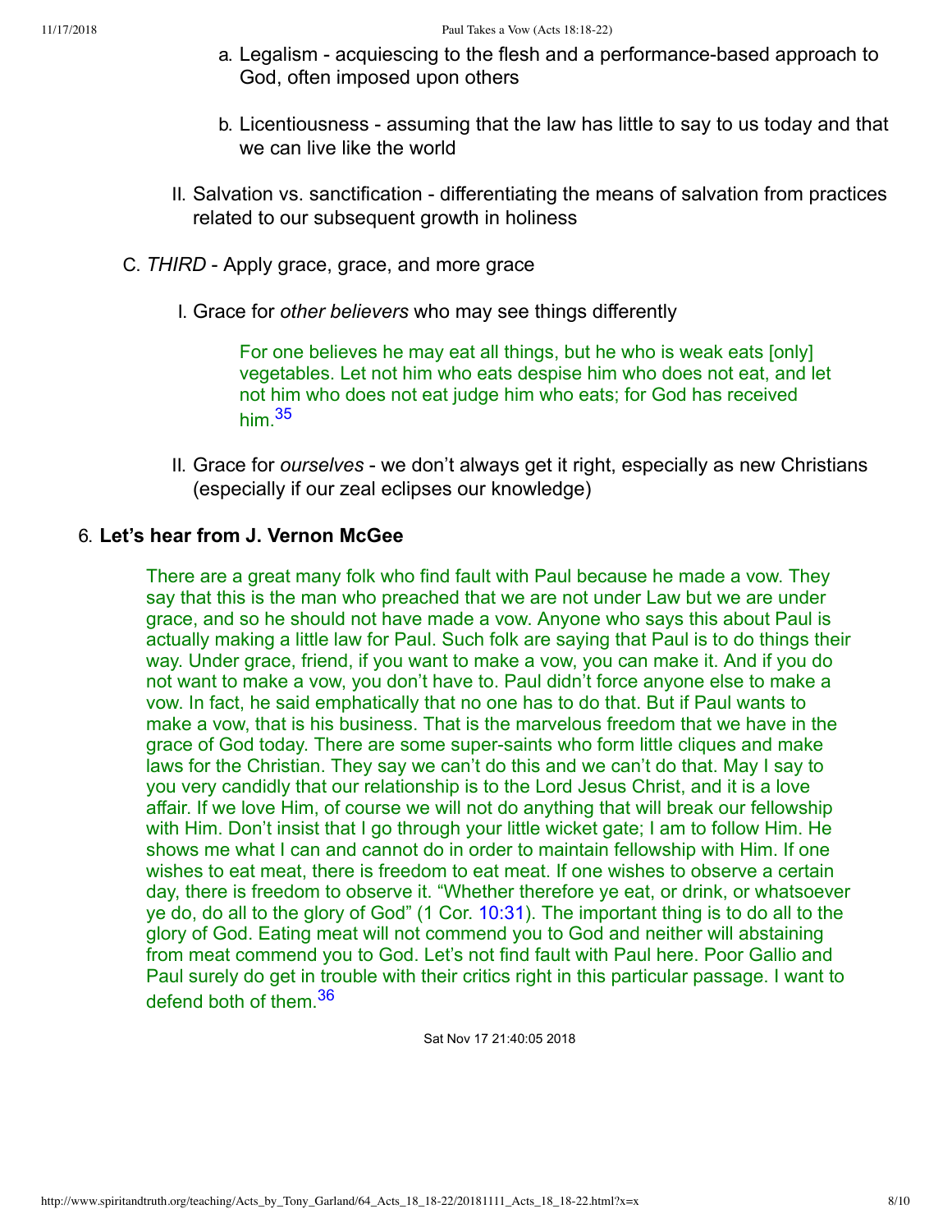a. Legalism - acquiescing to the flesh and a performance-based approach to God, often imposed upon others

b. Licentiousness - assuming that the law has little to say to us today and that we can live like the world

II. Salvation vs. sanctification - differentiating the means of salvation from practices related to our subsequent growth in holiness

C. *THIRD* - Apply grace, grace, and more grace

I. Grace for *other believers* who may see things differently

> For one believes he may eat all things, but he who is weak eats [only] vegetables. Let not him who eats despise him who does not eat, and let not him who does not eat judge him who eats; for God has received him.[35]

II. Grace for *ourselves* - we don't always get it right, especially as new Christians (especially if our zeal eclipses our knowledge)

6. **Let's hear from J. Vernon McGee**

> There are a great many folk who find fault with Paul because he made a vow. They say that this is the man who preached that we are not under Law but we are under grace, and so he should not have made a vow. Anyone who says this about Paul is actually making a little law for Paul. Such folk are saying that Paul is to do things their way. Under grace, friend, if you want to make a vow, you can make it. And if you do not want to make a vow, you don't have to. Paul didn't force anyone else to make a vow. In fact, he said emphatically that no one has to do that. But if Paul wants to make a vow, that is his business. That is the marvelous freedom that we have in the grace of God today. There are some super-saints who form little cliques and make laws for the Christian. They say we can't do this and we can't do that. May I say to you very candidly that our relationship is to the Lord Jesus Christ, and it is a love affair. If we love Him, of course we will not do anything that will break our fellowship with Him. Don't insist that I go through your little wicket gate; I am to follow Him. He shows me what I can and cannot do in order to maintain fellowship with Him. If one wishes to eat meat, there is freedom to eat meat. If one wishes to observe a certain day, there is freedom to observe it. "Whether therefore ye eat, or drink, or whatsoever ye do, do all to the glory of God" (1 Cor. 10:31). The important thing is to do all to the glory of God. Eating meat will not commend you to God and neither will abstaining from meat commend you to God. Let's not find fault with Paul here. Poor Gallio and Paul surely do get in trouble with their critics right in this particular passage. I want to defend both of them.[36]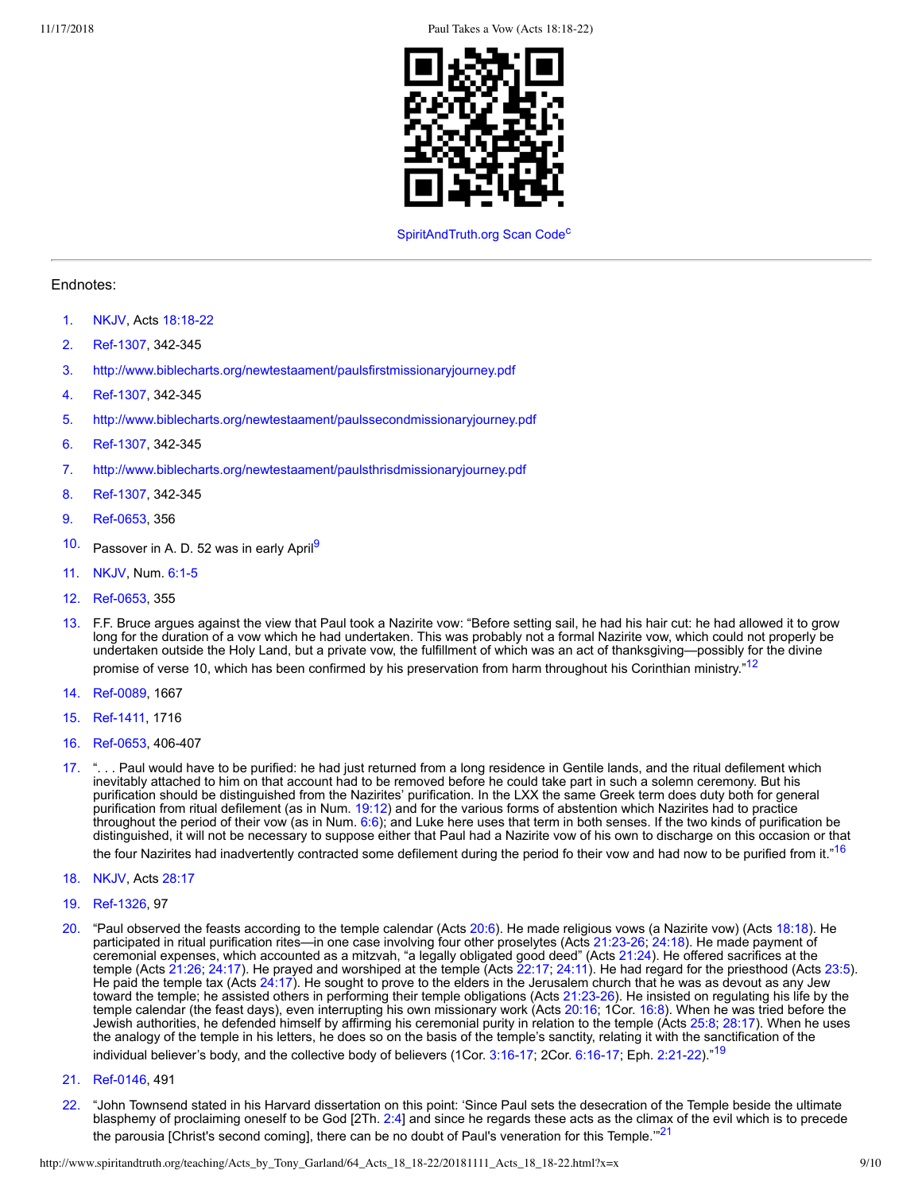SpiritAndTruth.org Scan Code[c]

---

Endnotes:

1. NKJV, Acts 18:18-22
2. Ref-1307, 342-345
3. http://www.biblecharts.org/newtestaament/paulsfirstmissionaryjourney.pdf
4. Ref-1307, 342-345
5. http://www.biblecharts.org/newtestaament/paulssecondmissionaryjourney.pdf
6. Ref-1307, 342-345
7. http://www.biblecharts.org/newtestaament/paulsthrisdmissionaryjourney.pdf
8. Ref-1307, 342-345
9. Ref-0653, 356
10. Passover in A. D. 52 was in early April[9]
11. NKJV, Num. 6:1-5
12. Ref-0653, 355
13. F.F. Bruce argues against the view that Paul took a Nazirite vow: "Before setting sail, he had his hair cut: he had allowed it to grow long for the duration of a vow which he had undertaken. This was probably not a formal Nazirite vow, which could not properly be undertaken outside the Holy Land, but a private vow, the fulfillment of which was an act of thanksgiving—possibly for the divine promise of verse 10, which has been confirmed by his preservation from harm throughout his Corinthian ministry."[12]
14. Ref-0089, 1667
15. Ref-1411, 1716
16. Ref-0653, 406-407
17. ". . . Paul would have to be purified: he had just returned from a long residence in Gentile lands, and the ritual defilement which inevitably attached to him on that account had to be removed before he could take part in such a solemn ceremony. But his purification should be distinguished from the Nazirites' purification. In the LXX the same Greek term does duty both for general purification from ritual defilement (as in Num. 19:12) and for the various forms of abstention which Nazirites had to practice throughout the period of their vow (as in Num. 6:6); and Luke here uses that term in both senses. If the two kinds of purification be distinguished, it will not be necessary to suppose either that Paul had a Nazirite vow of his own to discharge on this occasion or that the four Nazirites had inadvertently contracted some defilement during the period fo their vow and had now to be purified from it."[16]
18. NKJV, Acts 28:17
19. Ref-1326, 97
20. "Paul observed the feasts according to the temple calendar (Acts 20:6). He made religious vows (a Nazirite vow) (Acts 18:18). He participated in ritual purification rites—in one case involving four other proselytes (Acts 21:23-26; 24:18). He made payment of ceremonial expenses, which accounted as a mitzvah, "a legally obligated good deed" (Acts 21:24). He offered sacrifices at the temple (Acts 21:26; 24:17). He prayed and worshiped at the temple (Acts 22:17; 24:11). He had regard for the priesthood (Acts 23:5). He paid the temple tax (Acts 24:17). He sought to prove to the elders in the Jerusalem church that he was as devout as any Jew toward the temple; he assisted others in performing their temple obligations (Acts 21:23-26). He insisted on regulating his life by the temple calendar (the feast days), even interrupting his own missionary work (Acts 20:16; 1Cor. 16:8). When he was tried before the Jewish authorities, he defended himself by affirming his ceremonial purity in relation to the temple (Acts 25:8; 28:17). When he uses the analogy of the temple in his letters, he does so on the basis of the temple's sanctity, relating it with the sanctification of the individual believer's body, and the collective body of believers (1Cor. 3:16-17; 2Cor. 6:16-17; Eph. 2:21-22)."[19]
21. Ref-0146, 491
22. "John Townsend stated in his Harvard dissertation on this point: 'Since Paul sets the desecration of the Temple beside the ultimate blasphemy of proclaiming oneself to be God [2Th. 2:4] and since he regards these acts as the climax of the evil which is to precede the parousia [Christ's second coming], there can be no doubt of Paul's veneration for this Temple.'"[21]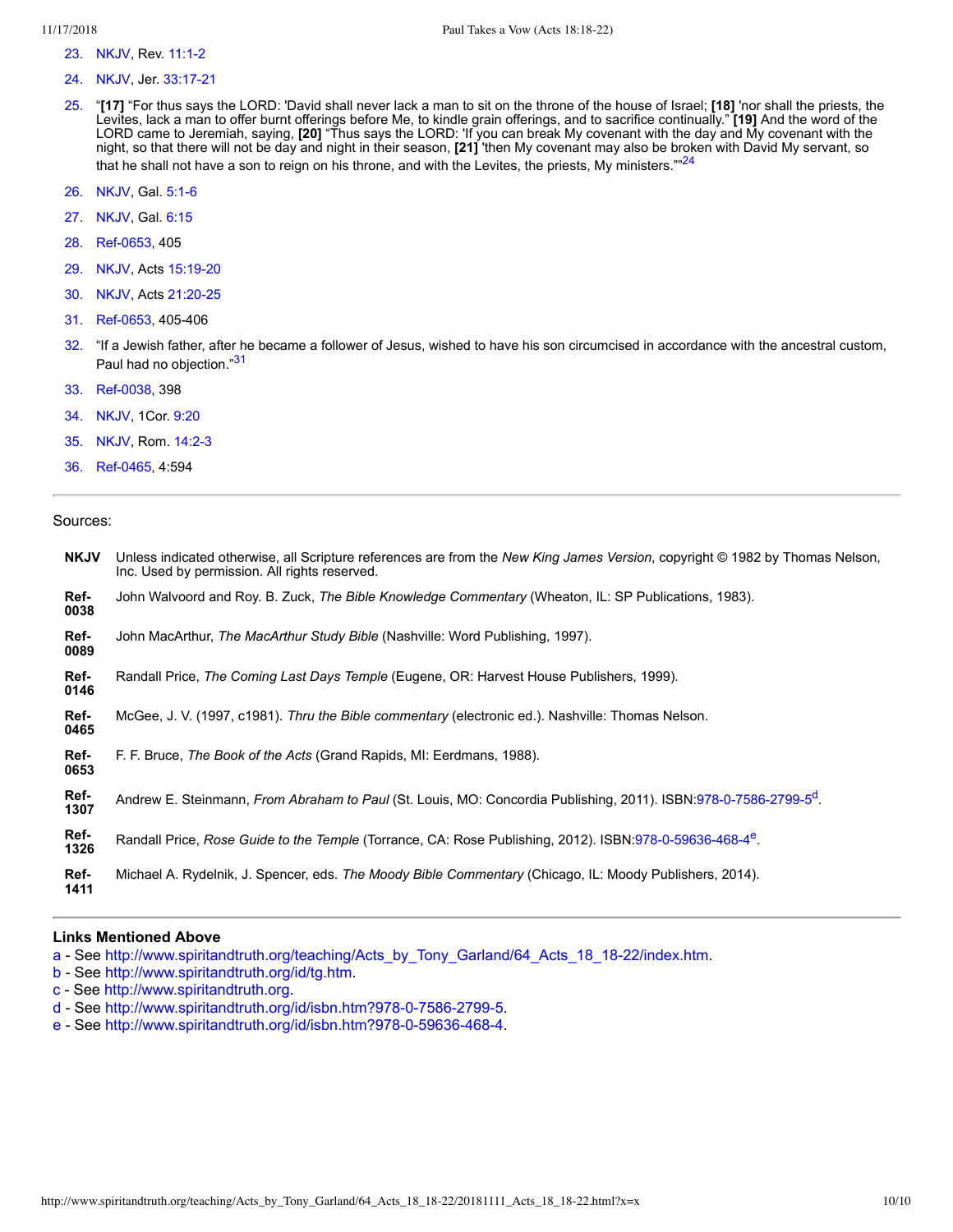23. NKJV, Rev. 11:1-2
24. NKJV, Jer. 33:17-21
25. "**[17]** "For thus says the LORD: 'David shall never lack a man to sit on the throne of the house of Israel; **[18]** 'nor shall the priests, the Levites, lack a man to offer burnt offerings before Me, to kindle grain offerings, and to sacrifice continually." **[19]** And the word of the LORD came to Jeremiah, saying, **[20]** "Thus says the LORD: 'If you can break My covenant with the day and My covenant with the night, so that there will not be day and night in their season, **[21]** 'then My covenant may also be broken with David My servant, so that he shall not have a son to reign on his throne, and with the Levites, the priests, My ministers.'"[24]
26. NKJV, Gal. 5:1-6
27. NKJV, Gal. 6:15
28. Ref-0653, 405
29. NKJV, Acts 15:19-20
30. NKJV, Acts 21:20-25
31. Ref-0653, 405-406
32. "If a Jewish father, after he became a follower of Jesus, wished to have his son circumcised in accordance with the ancestral custom, Paul had no objection."[31]
33. Ref-0038, 398
34. NKJV, 1Cor. 9:20
35. NKJV, Rom. 14:2-3
36. Ref-0465, 4:594

---

Sources:

| | |
|---|---|
| **NKJV** | Unless indicated otherwise, all Scripture references are from the *New King James Version*, copyright © 1982 by Thomas Nelson, Inc. Used by permission. All rights reserved. |
| **Ref-0038** | John Walvoord and Roy. B. Zuck, *The Bible Knowledge Commentary* (Wheaton, IL: SP Publications, 1983). |
| **Ref-0089** | John MacArthur, *The MacArthur Study Bible* (Nashville: Word Publishing, 1997). |
| **Ref-0146** | Randall Price, *The Coming Last Days Temple* (Eugene, OR: Harvest House Publishers, 1999). |
| **Ref-0465** | McGee, J. V. (1997, c1981). *Thru the Bible commentary* (electronic ed.). Nashville: Thomas Nelson. |
| **Ref-0653** | F. F. Bruce, *The Book of the Acts* (Grand Rapids, MI: Eerdmans, 1988). |
| **Ref-1307** | Andrew E. Steinmann, *From Abraham to Paul* (St. Louis, MO: Concordia Publishing, 2011). ISBN:978-0-7586-2799-5[d]. |
| **Ref-1326** | Randall Price, *Rose Guide to the Temple* (Torrance, CA: Rose Publishing, 2012). ISBN:978-0-59636-468-4[e]. |
| **Ref-1411** | Michael A. Rydelnik, J. Spencer, eds. *The Moody Bible Commentary* (Chicago, IL: Moody Publishers, 2014). |

---

**Links Mentioned Above**

a - See http://www.spiritandtruth.org/teaching/Acts_by_Tony_Garland/64_Acts_18_18-22/index.htm.
b - See http://www.spiritandtruth.org/id/tg.htm.
c - See http://www.spiritandtruth.org.
d - See http://www.spiritandtruth.org/id/isbn.htm?978-0-7586-2799-5.
e - See http://www.spiritandtruth.org/id/isbn.htm?978-0-59636-468-4.